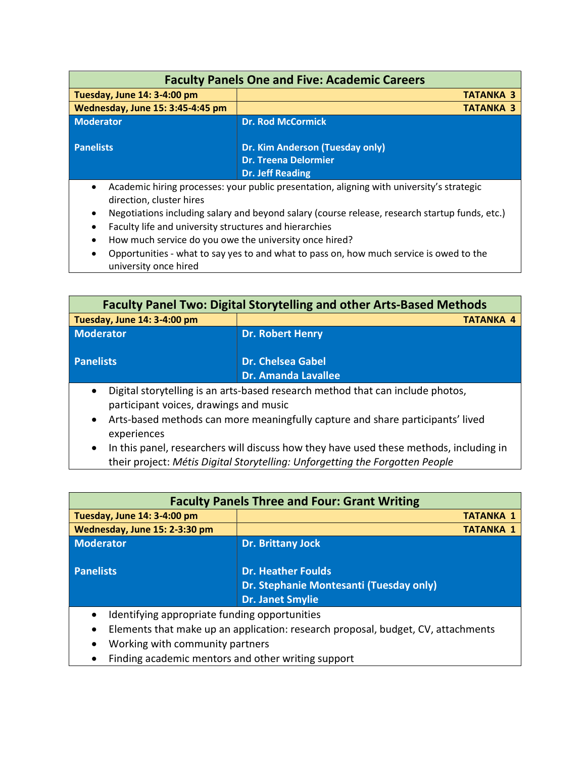| Faculty Panels One and Five: Academic Careers | |
|---|---|
| **Tuesday, June 14: 3-4:00 pm** | **TATANKA 3** |
| **Wednesday, June 15: 3:45-4:45 pm** | **TATANKA 3** |
| **Moderator** | **Dr. Rod McCormick** |
| **Panelists** | **Dr. Kim Anderson (Tuesday only)**<br>**Dr. Treena Delormier**<br>**Dr. Jeff Reading** |

- Academic hiring processes: your public presentation, aligning with university's strategic direction, cluster hires
- Negotiations including salary and beyond salary (course release, research startup funds, etc.)
- Faculty life and university structures and hierarchies
- How much service do you owe the university once hired?
- Opportunities - what to say yes to and what to pass on, how much service is owed to the university once hired

| Faculty Panel Two: Digital Storytelling and other Arts-Based Methods | |
|---|---|
| **Tuesday, June 14: 3-4:00 pm** | **TATANKA 4** |
| **Moderator** | **Dr. Robert Henry** |
| **Panelists** | **Dr. Chelsea Gabel**<br>**Dr. Amanda Lavallee** |

- Digital storytelling is an arts-based research method that can include photos, participant voices, drawings and music
- Arts-based methods can more meaningfully capture and share participants' lived experiences
- In this panel, researchers will discuss how they have used these methods, including in their project: *Métis Digital Storytelling: Unforgetting the Forgotten People*

| Faculty Panels Three and Four: Grant Writing | |
|---|---|
| **Tuesday, June 14: 3-4:00 pm** | **TATANKA 1** |
| **Wednesday, June 15: 2-3:30 pm** | **TATANKA 1** |
| **Moderator** | **Dr. Brittany Jock** |
| **Panelists** | **Dr. Heather Foulds**<br>**Dr. Stephanie Montesanti (Tuesday only)**<br>**Dr. Janet Smylie** |

- Identifying appropriate funding opportunities
- Elements that make up an application: research proposal, budget, CV, attachments
- Working with community partners
- Finding academic mentors and other writing support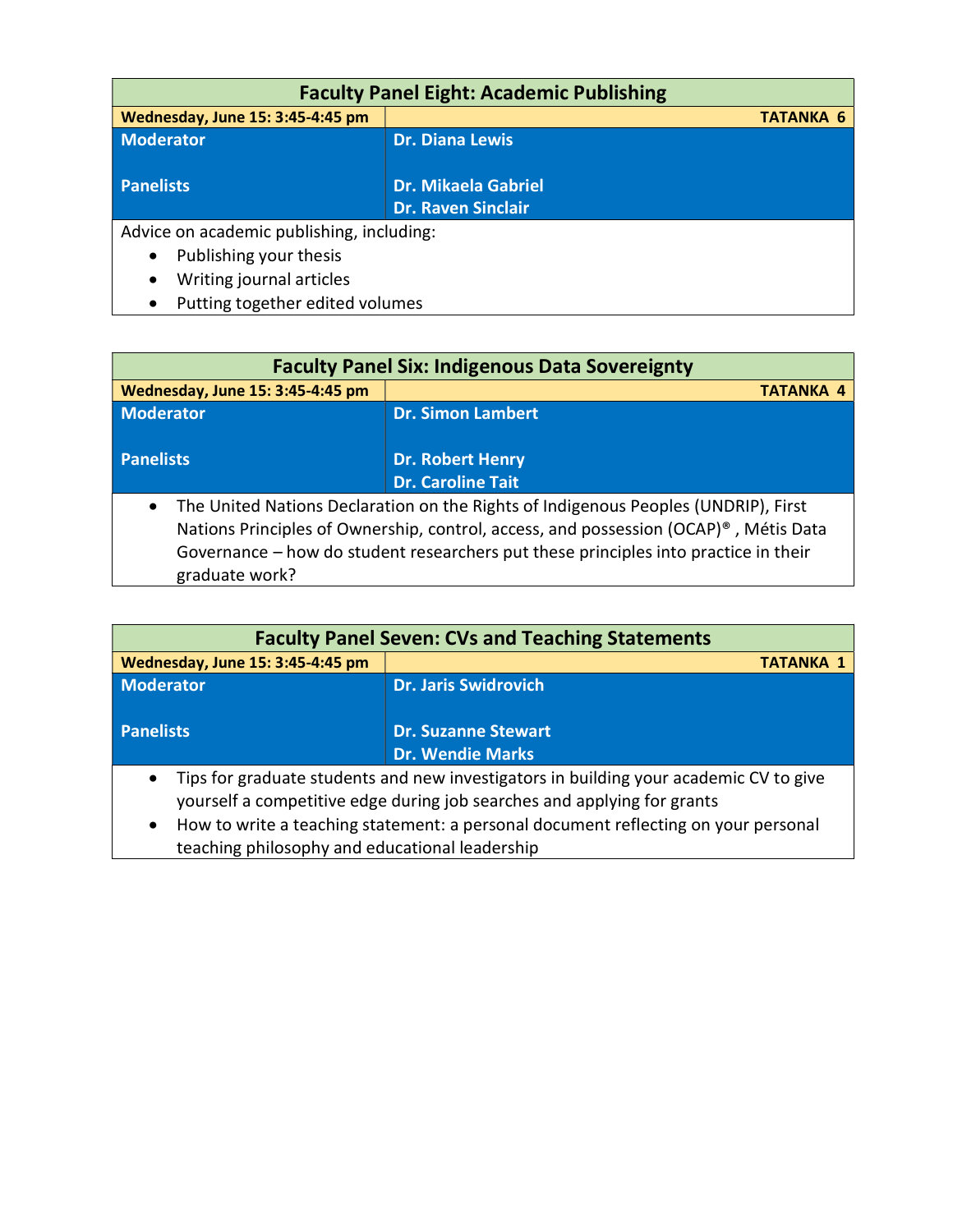| Faculty Panel Eight: Academic Publishing | |
|---|---|
| **Wednesday, June 15: 3:45-4:45 pm** | **TATANKA 6** |
| **Moderator** | **Dr. Diana Lewis** |
| **Panelists** | **Dr. Mikaela Gabriel**<br>**Dr. Raven Sinclair** |

Advice on academic publishing, including:

- Publishing your thesis
- Writing journal articles
- Putting together edited volumes

| Faculty Panel Six: Indigenous Data Sovereignty | |
|---|---|
| **Wednesday, June 15: 3:45-4:45 pm** | **TATANKA 4** |
| **Moderator** | **Dr. Simon Lambert** |
| **Panelists** | **Dr. Robert Henry**<br>**Dr. Caroline Tait** |

- The United Nations Declaration on the Rights of Indigenous Peoples (UNDRIP), First Nations Principles of Ownership, control, access, and possession (OCAP)® , Métis Data Governance – how do student researchers put these principles into practice in their graduate work?

| Faculty Panel Seven: CVs and Teaching Statements | |
|---|---|
| **Wednesday, June 15: 3:45-4:45 pm** | **TATANKA 1** |
| **Moderator** | **Dr. Jaris Swidrovich** |
| **Panelists** | **Dr. Suzanne Stewart**<br>**Dr. Wendie Marks** |

- Tips for graduate students and new investigators in building your academic CV to give yourself a competitive edge during job searches and applying for grants
- How to write a teaching statement: a personal document reflecting on your personal teaching philosophy and educational leadership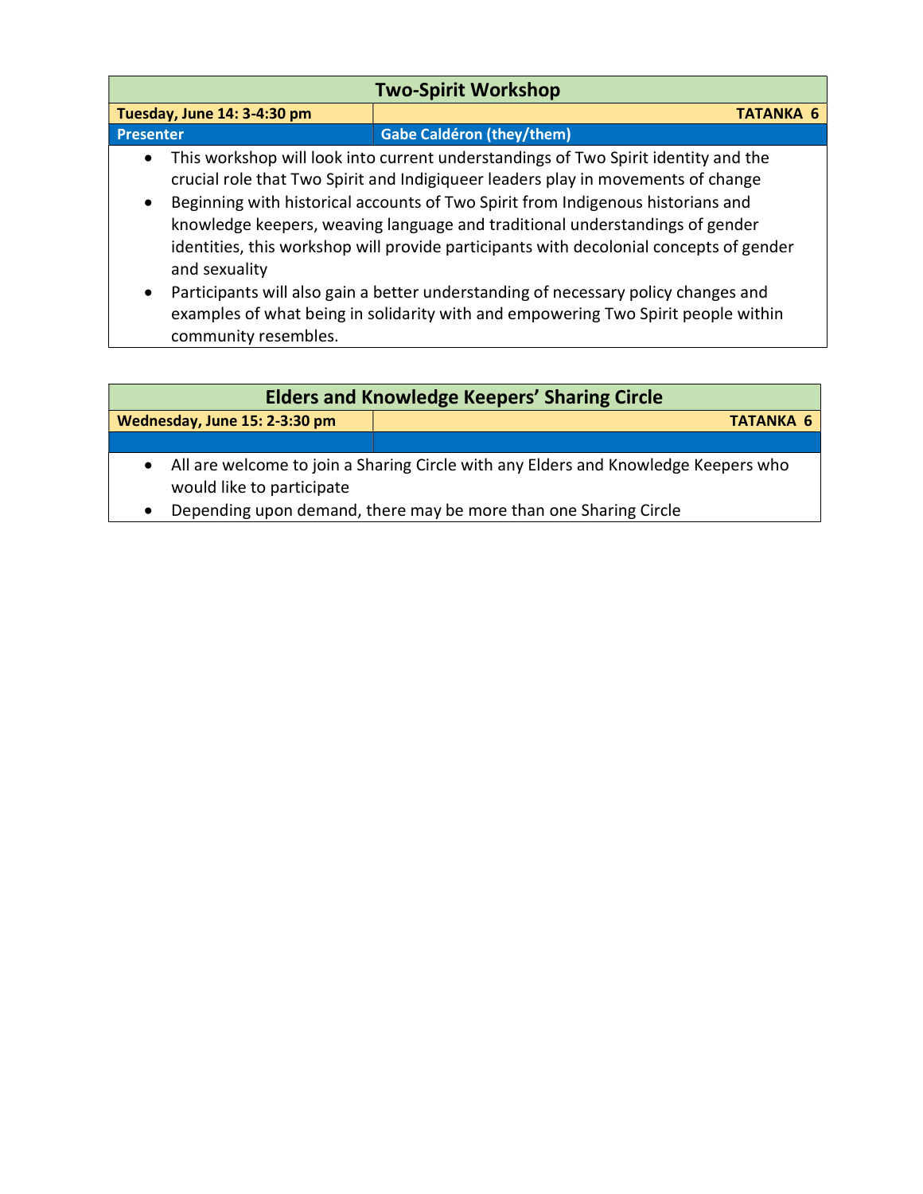## Two-Spirit Workshop

| | |
|---|---|
| **Tuesday, June 14: 3-4:30 pm** | **TATANKA 6** |
| **Presenter** | **Gabe Caldéron (they/them)** |

- This workshop will look into current understandings of Two Spirit identity and the crucial role that Two Spirit and Indigiqueer leaders play in movements of change
- Beginning with historical accounts of Two Spirit from Indigenous historians and knowledge keepers, weaving language and traditional understandings of gender identities, this workshop will provide participants with decolonial concepts of gender and sexuality
- Participants will also gain a better understanding of necessary policy changes and examples of what being in solidarity with and empowering Two Spirit people within community resembles.

## Elders and Knowledge Keepers' Sharing Circle

| | |
|---|---|
| **Wednesday, June 15: 2-3:30 pm** | **TATANKA 6** |
| | |

- All are welcome to join a Sharing Circle with any Elders and Knowledge Keepers who would like to participate
- Depending upon demand, there may be more than one Sharing Circle